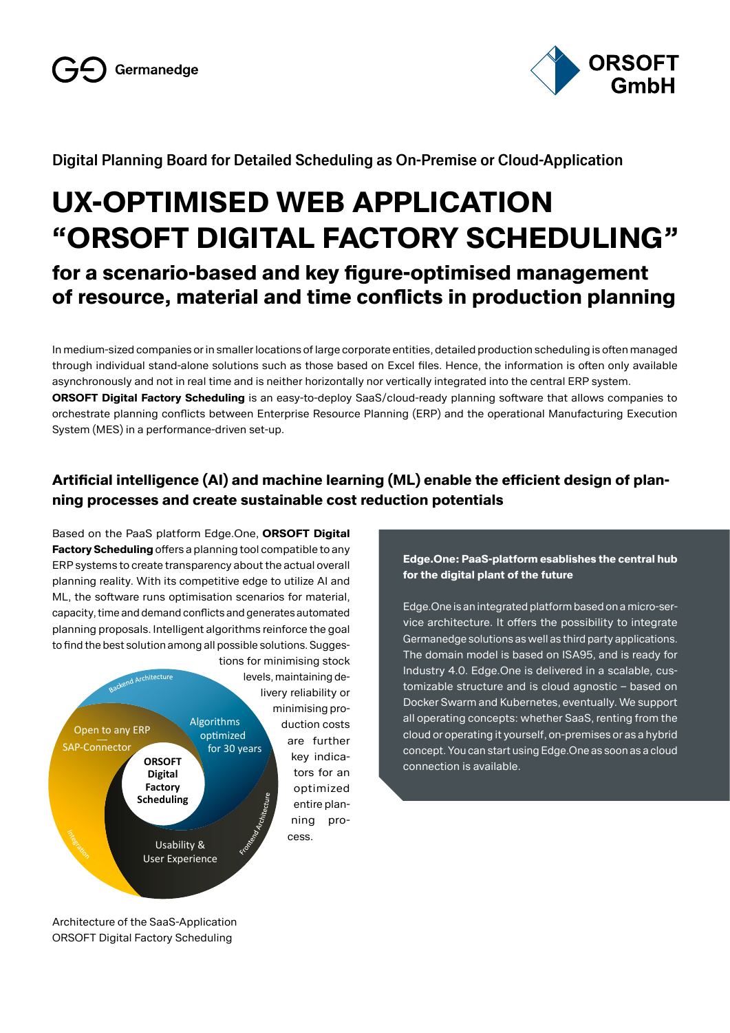Germanedge

ORSOFT GmbH

Digital Planning Board for Detailed Scheduling as On-Premise or Cloud-Application

# UX-OPTIMISED WEB APPLICATION "ORSOFT DIGITAL FACTORY SCHEDULING"

## for a scenario-based and key figure-optimised management of resource, material and time conflicts in production planning

In medium-sized companies or in smaller locations of large corporate entities, detailed production scheduling is often managed through individual stand-alone solutions such as those based on Excel files. Hence, the information is often only available asynchronously and not in real time and is neither horizontally nor vertically integrated into the central ERP system.
**ORSOFT Digital Factory Scheduling** is an easy-to-deploy SaaS/cloud-ready planning software that allows companies to orchestrate planning conflicts between Enterprise Resource Planning (ERP) and the operational Manufacturing Execution System (MES) in a performance-driven set-up.

### Artificial intelligence (AI) and machine learning (ML) enable the efficient design of planning processes and create sustainable cost reduction potentials

Based on the PaaS platform Edge.One, **ORSOFT Digital Factory Scheduling** offers a planning tool compatible to any ERP systems to create transparency about the actual overall planning reality. With its competitive edge to utilize AI and ML, the software runs optimisation scenarios for material, capacity, time and demand conflicts and generates automated planning proposals. Intelligent algorithms reinforce the goal to find the best solution among all possible solutions. Suggestions for minimising stock levels, maintaining delivery reliability or minimising production costs are further key indicators for an optimized entire planning process.

Backend Architecture
Open to any ERP
SAP-Connector
Algorithms optimized for 30 years
ORSOFT Digital Factory Scheduling
Integration
Usability & User Experience
Frontend Architecture

Architecture of the SaaS-Application ORSOFT Digital Factory Scheduling

**Edge.One: PaaS-platform esablishes the central hub for the digital plant of the future**

Edge.One is an integrated platform based on a micro-service architecture. It offers the possibility to integrate Germanedge solutions as well as third party applications. The domain model is based on ISA95, and is ready for Industry 4.0. Edge.One is delivered in a scalable, customizable structure and is cloud agnostic – based on Docker Swarm and Kubernetes, eventually. We support all operating concepts: whether SaaS, renting from the cloud or operating it yourself, on-premises or as a hybrid concept. You can start using Edge.One as soon as a cloud connection is available.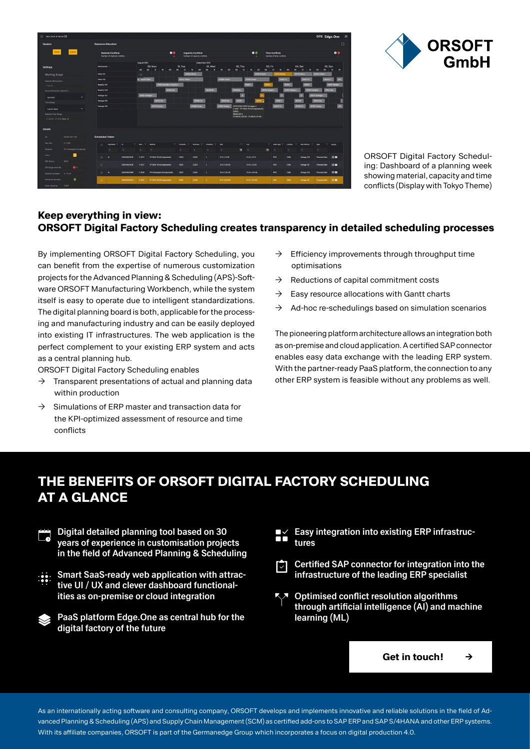ORSOFT GmbH

ORSOFT Digital Factory Scheduling: Dashboard of a planning week showing material, capacity and time conflicts (Display with Tokyo Theme)

## Keep everything in view: ORSOFT Digital Factory Scheduling creates transparency in detailed scheduling processes

By implementing ORSOFT Digital Factory Scheduling, you can benefit from the expertise of numerous customization projects for the Advanced Planning & Scheduling (APS)-Software ORSOFT Manufacturing Workbench, while the system itself is easy to operate due to intelligent standardizations. The digital planning board is both, applicable for the processing and manufacturing industry and can be easily deployed into existing IT infrastructures. The web application is the perfect complement to your existing ERP system and acts as a central planning hub.

ORSOFT Digital Factory Scheduling enables

- → Transparent presentations of actual and planning data within production
- → Simulations of ERP master and transaction data for the KPI-optimized assessment of resource and time conflicts
- → Efficiency improvements through throughput time optimisations
- → Reductions of capital commitment costs
- → Easy resource allocations with Gantt charts
- → Ad-hoc re-schedulings based on simulation scenarios

The pioneering platform architecture allows an integration both as on-premise and cloud application. A certified SAP connector enables easy data exchange with the leading ERP system. With the partner-ready PaaS platform, the connection to any other ERP system is feasible without any problems as well.

## THE BENEFITS OF ORSOFT DIGITAL FACTORY SCHEDULING AT A GLANCE

- **Digital detailed planning tool based on 30 years of experience in customisation projects in the field of Advanced Planning & Scheduling**
- **Smart SaaS-ready web application with attractive UI / UX and clever dashboard functionalities as on-premise or cloud integration**
- **PaaS platform Edge.One as central hub for the digital factory of the future**
- **Easy integration into existing ERP infrastructures**
- **Certified SAP connector for integration into the infrastructure of the leading ERP specialist**
- **Optimised conflict resolution algorithms through artificial intelligence (AI) and machine learning (ML)**

**Get in touch! →**

As an internationally acting software and consulting company, ORSOFT develops and implements innovative and reliable solutions in the field of Advanced Planning & Scheduling (APS) and Supply Chain Management (SCM) as certified add-ons to SAP ERP and SAP S/4HANA and other ERP systems. With its affiliate companies, ORSOFT is part of the Germanedge Group which incorporates a focus on digital production 4.0.